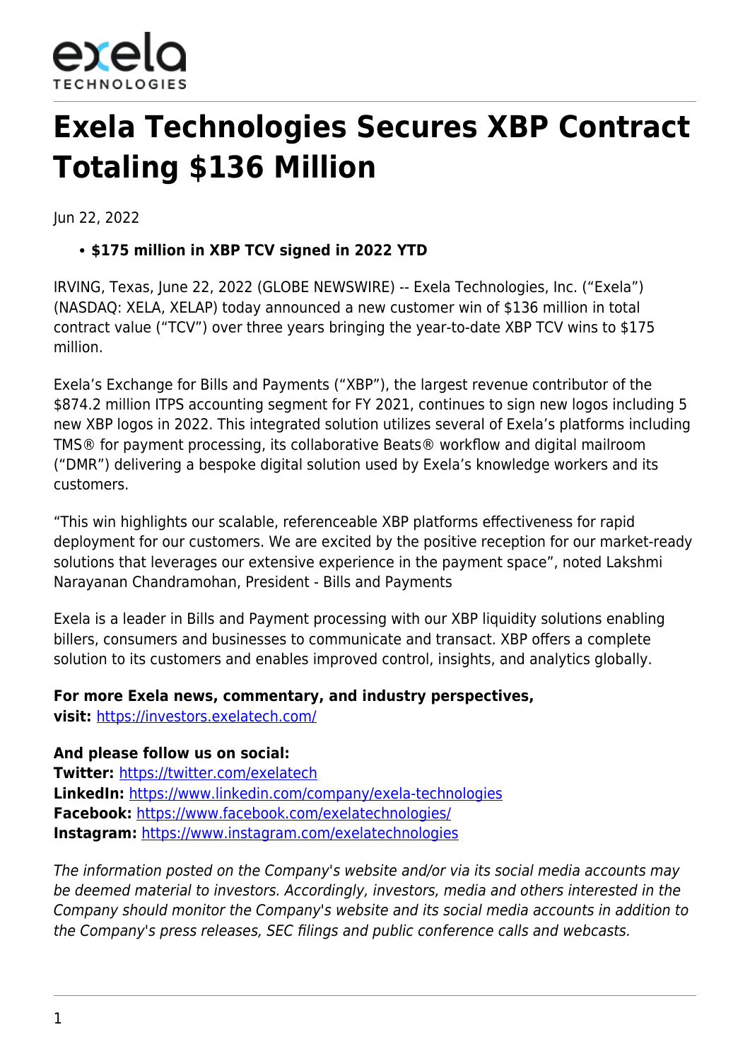exela
TECHNOLOGIES

# Exela Technologies Secures XBP Contract Totaling $136 Million

Jun 22, 2022

- **$175 million in XBP TCV signed in 2022 YTD**

IRVING, Texas, June 22, 2022 (GLOBE NEWSWIRE) -- Exela Technologies, Inc. ("Exela") (NASDAQ: XELA, XELAP) today announced a new customer win of $136 million in total contract value ("TCV") over three years bringing the year-to-date XBP TCV wins to $175 million.

Exela's Exchange for Bills and Payments ("XBP"), the largest revenue contributor of the $874.2 million ITPS accounting segment for FY 2021, continues to sign new logos including 5 new XBP logos in 2022. This integrated solution utilizes several of Exela's platforms including TMS® for payment processing, its collaborative Beats® workflow and digital mailroom ("DMR") delivering a bespoke digital solution used by Exela's knowledge workers and its customers.

"This win highlights our scalable, referenceable XBP platforms effectiveness for rapid deployment for our customers. We are excited by the positive reception for our market-ready solutions that leverages our extensive experience in the payment space", noted Lakshmi Narayanan Chandramohan, President - Bills and Payments

Exela is a leader in Bills and Payment processing with our XBP liquidity solutions enabling billers, consumers and businesses to communicate and transact. XBP offers a complete solution to its customers and enables improved control, insights, and analytics globally.

**For more Exela news, commentary, and industry perspectives, visit:** https://investors.exelatech.com/

**And please follow us on social:**
**Twitter:** https://twitter.com/exelatech
**LinkedIn:** https://www.linkedin.com/company/exela-technologies
**Facebook:** https://www.facebook.com/exelatechnologies/
**Instagram:** https://www.instagram.com/exelatechnologies

*The information posted on the Company's website and/or via its social media accounts may be deemed material to investors. Accordingly, investors, media and others interested in the Company should monitor the Company's website and its social media accounts in addition to the Company's press releases, SEC filings and public conference calls and webcasts.*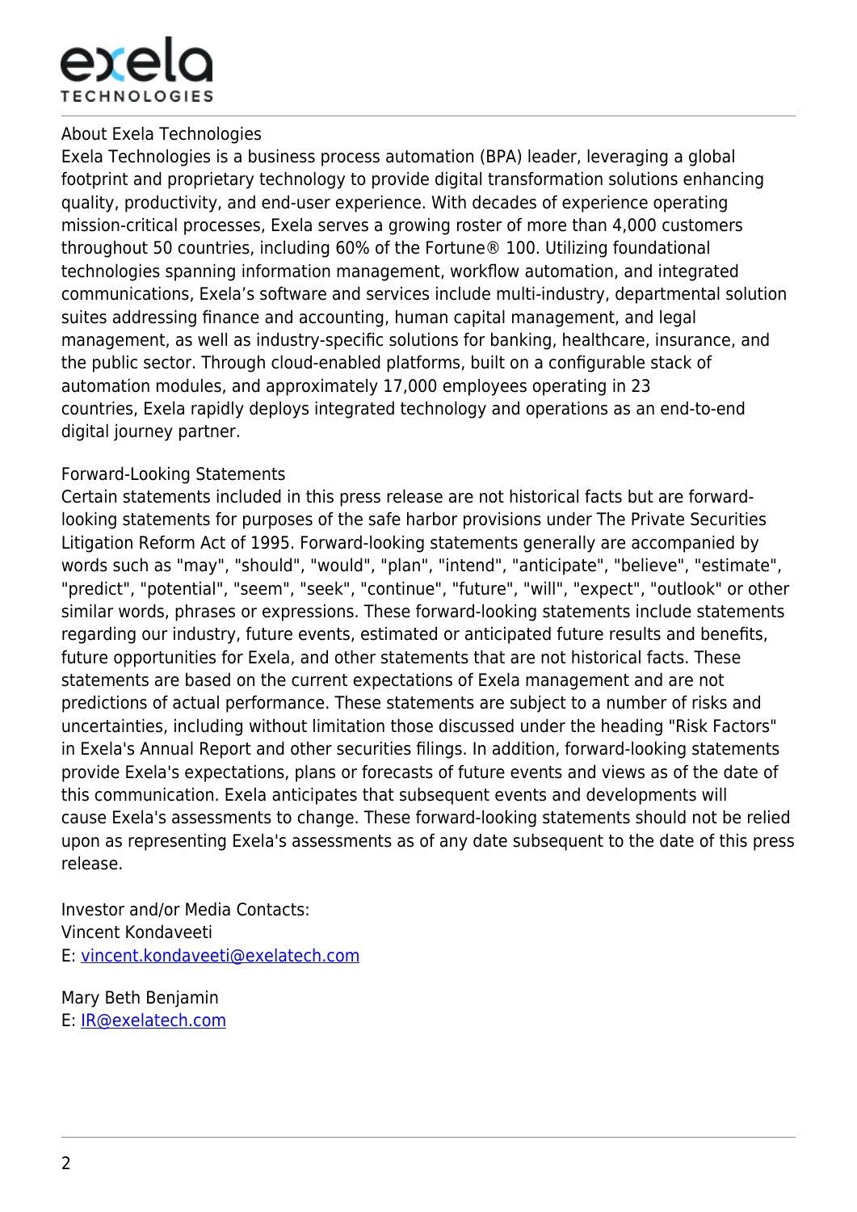## About Exela Technologies

Exela Technologies is a business process automation (BPA) leader, leveraging a global footprint and proprietary technology to provide digital transformation solutions enhancing quality, productivity, and end-user experience. With decades of experience operating mission-critical processes, Exela serves a growing roster of more than 4,000 customers throughout 50 countries, including 60% of the Fortune® 100. Utilizing foundational technologies spanning information management, workflow automation, and integrated communications, Exela's software and services include multi-industry, departmental solution suites addressing finance and accounting, human capital management, and legal management, as well as industry-specific solutions for banking, healthcare, insurance, and the public sector. Through cloud-enabled platforms, built on a configurable stack of automation modules, and approximately 17,000 employees operating in 23 countries, Exela rapidly deploys integrated technology and operations as an end-to-end digital journey partner.

## Forward-Looking Statements

Certain statements included in this press release are not historical facts but are forward-looking statements for purposes of the safe harbor provisions under The Private Securities Litigation Reform Act of 1995. Forward-looking statements generally are accompanied by words such as "may", "should", "would", "plan", "intend", "anticipate", "believe", "estimate", "predict", "potential", "seem", "seek", "continue", "future", "will", "expect", "outlook" or other similar words, phrases or expressions. These forward-looking statements include statements regarding our industry, future events, estimated or anticipated future results and benefits, future opportunities for Exela, and other statements that are not historical facts. These statements are based on the current expectations of Exela management and are not predictions of actual performance. These statements are subject to a number of risks and uncertainties, including without limitation those discussed under the heading "Risk Factors" in Exela's Annual Report and other securities filings. In addition, forward-looking statements provide Exela's expectations, plans or forecasts of future events and views as of the date of this communication. Exela anticipates that subsequent events and developments will cause Exela's assessments to change. These forward-looking statements should not be relied upon as representing Exela's assessments as of any date subsequent to the date of this press release.

Investor and/or Media Contacts:
Vincent Kondaveeti
E: vincent.kondaveeti@exelatech.com

Mary Beth Benjamin
E: IR@exelatech.com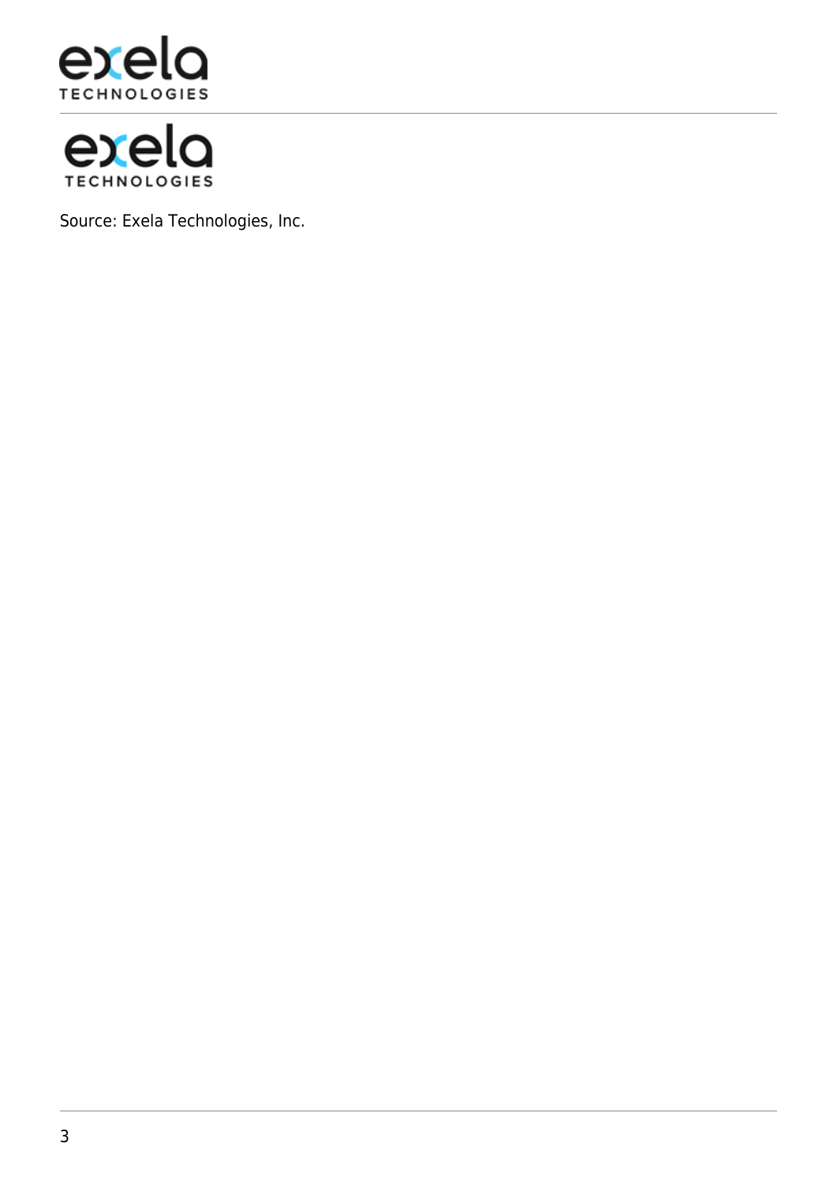Source: Exela Technologies, Inc.